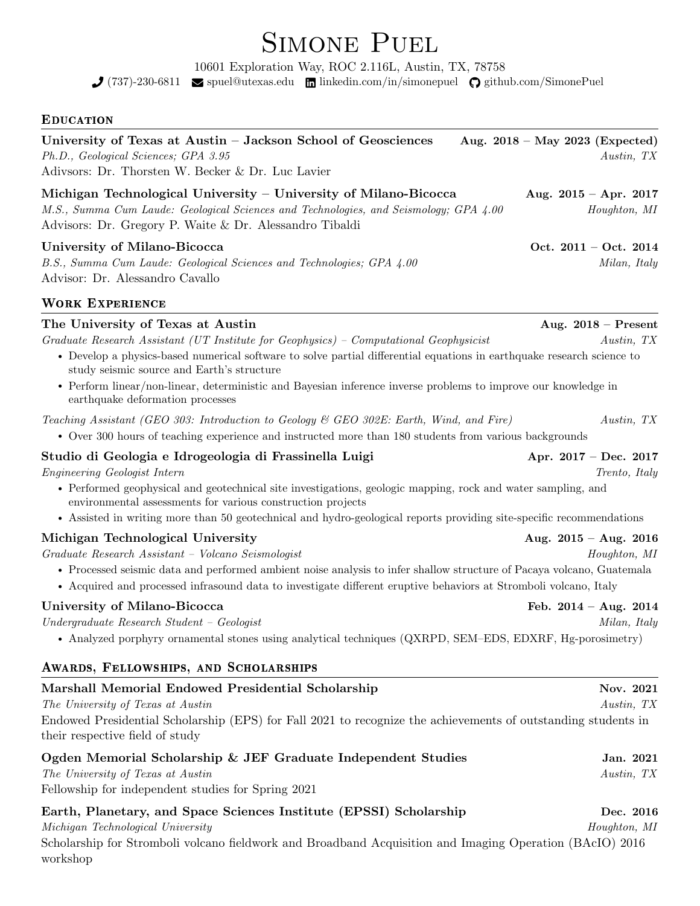# Simone Puel

10601 Exploration Way, ROC 2.116L, Austin, TX, 78758

(737)-230-6811 | spuel@utexas.edu | linkedin.com/in/simonepuel | github.com/SimonePuel

## Education

**University of Texas at Austin – Jackson School of Geosciences** | **Aug. 2018 – May 2023 (Expected)**
*Ph.D., Geological Sciences; GPA 3.95* | *Austin, TX*
Adivsors: Dr. Thorsten W. Becker & Dr. Luc Lavier

**Michigan Technological University – University of Milano-Bicocca** | **Aug. 2015 – Apr. 2017**
*M.S., Summa Cum Laude: Geological Sciences and Technologies, and Seismology; GPA 4.00* | *Houghton, MI*
Advisors: Dr. Gregory P. Waite & Dr. Alessandro Tibaldi

**University of Milano-Bicocca** | **Oct. 2011 – Oct. 2014**
*B.S., Summa Cum Laude: Geological Sciences and Technologies; GPA 4.00* | *Milan, Italy*
Advisor: Dr. Alessandro Cavallo

## Work Experience

**The University of Texas at Austin** | **Aug. 2018 – Present**
*Graduate Research Assistant (UT Institute for Geophysics) – Computational Geophysicist* | *Austin, TX*

- Develop a physics-based numerical software to solve partial differential equations in earthquake research science to study seismic source and Earth's structure
- Perform linear/non-linear, deterministic and Bayesian inference inverse problems to improve our knowledge in earthquake deformation processes

*Teaching Assistant (GEO 303: Introduction to Geology & GEO 302E: Earth, Wind, and Fire)* | *Austin, TX*

- Over 300 hours of teaching experience and instructed more than 180 students from various backgrounds

**Studio di Geologia e Idrogeologia di Frassinella Luigi** | **Apr. 2017 – Dec. 2017**
*Engineering Geologist Intern* | *Trento, Italy*

- Performed geophysical and geotechnical site investigations, geologic mapping, rock and water sampling, and environmental assessments for various construction projects
- Assisted in writing more than 50 geotechnical and hydro-geological reports providing site-specific recommendations

**Michigan Technological University** | **Aug. 2015 – Aug. 2016**
*Graduate Research Assistant – Volcano Seismologist* | *Houghton, MI*

- Processed seismic data and performed ambient noise analysis to infer shallow structure of Pacaya volcano, Guatemala
- Acquired and processed infrasound data to investigate different eruptive behaviors at Stromboli volcano, Italy

**University of Milano-Bicocca** | **Feb. 2014 – Aug. 2014**
*Undergraduate Research Student – Geologist* | *Milan, Italy*

- Analyzed porphyry ornamental stones using analytical techniques (QXRPD, SEM–EDS, EDXRF, Hg-porosimetry)

## Awards, Fellowships, and Scholarships

**Marshall Memorial Endowed Presidential Scholarship** | **Nov. 2021**
*The University of Texas at Austin* | *Austin, TX*
Endowed Presidential Scholarship (EPS) for Fall 2021 to recognize the achievements of outstanding students in their respective field of study

**Ogden Memorial Scholarship & JEF Graduate Independent Studies** | **Jan. 2021**
*The University of Texas at Austin* | *Austin, TX*
Fellowship for independent studies for Spring 2021

**Earth, Planetary, and Space Sciences Institute (EPSSI) Scholarship** | **Dec. 2016**
*Michigan Technological University* | *Houghton, MI*
Scholarship for Stromboli volcano fieldwork and Broadband Acquisition and Imaging Operation (BAcIO) 2016 workshop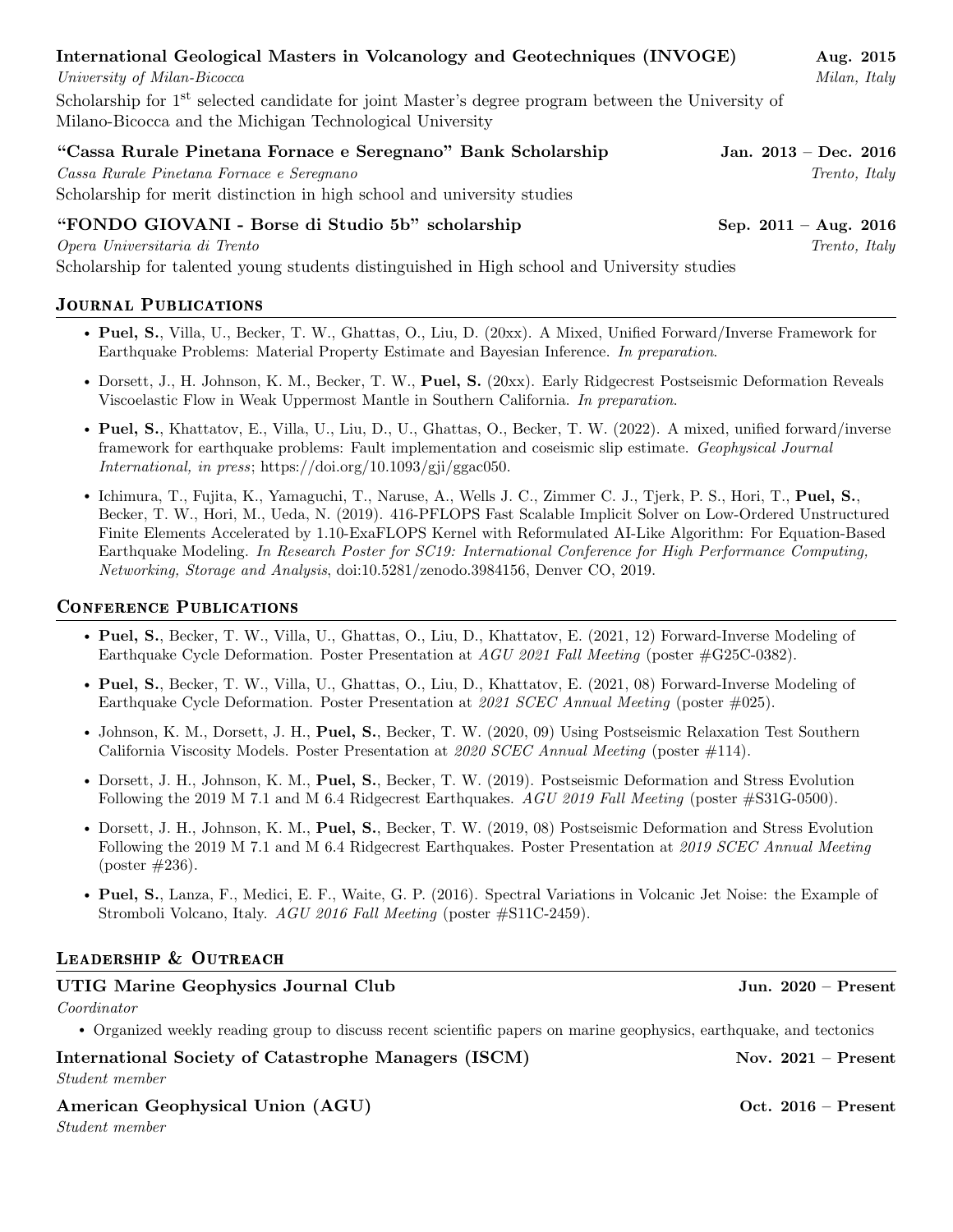**International Geological Masters in Volcanology and Geotechniques (INVOGE)** **Aug. 2015**
*University of Milan-Bicocca* *Milan, Italy*
Scholarship for 1$^{st}$ selected candidate for joint Master's degree program between the University of Milano-Bicocca and the Michigan Technological University

**"Cassa Rurale Pinetana Fornace e Seregnano" Bank Scholarship** **Jan. 2013 – Dec. 2016**
*Cassa Rurale Pinetana Fornace e Seregnano* *Trento, Italy*
Scholarship for merit distinction in high school and university studies

**"FONDO GIOVANI - Borse di Studio 5b" scholarship** **Sep. 2011 – Aug. 2016**
*Opera Universitaria di Trento* *Trento, Italy*
Scholarship for talented young students distinguished in High school and University studies

## Journal Publications

- **Puel, S.**, Villa, U., Becker, T. W., Ghattas, O., Liu, D. (20xx). A Mixed, Unified Forward/Inverse Framework for Earthquake Problems: Material Property Estimate and Bayesian Inference. *In preparation*.
- Dorsett, J., H. Johnson, K. M., Becker, T. W., **Puel, S.** (20xx). Early Ridgecrest Postseismic Deformation Reveals Viscoelastic Flow in Weak Uppermost Mantle in Southern California. *In preparation*.
- **Puel, S.**, Khattatov, E., Villa, U., Liu, D., U., Ghattas, O., Becker, T. W. (2022). A mixed, unified forward/inverse framework for earthquake problems: Fault implementation and coseismic slip estimate. *Geophysical Journal International, in press*; https://doi.org/10.1093/gji/ggac050.
- Ichimura, T., Fujita, K., Yamaguchi, T., Naruse, A., Wells J. C., Zimmer C. J., Tjerk, P. S., Hori, T., **Puel, S.**, Becker, T. W., Hori, M., Ueda, N. (2019). 416-PFLOPS Fast Scalable Implicit Solver on Low-Ordered Unstructured Finite Elements Accelerated by 1.10-ExaFLOPS Kernel with Reformulated AI-Like Algorithm: For Equation-Based Earthquake Modeling. *In Research Poster for SC19: International Conference for High Performance Computing, Networking, Storage and Analysis*, doi:10.5281/zenodo.3984156, Denver CO, 2019.

## Conference Publications

- **Puel, S.**, Becker, T. W., Villa, U., Ghattas, O., Liu, D., Khattatov, E. (2021, 12) Forward-Inverse Modeling of Earthquake Cycle Deformation. Poster Presentation at *AGU 2021 Fall Meeting* (poster #G25C-0382).
- **Puel, S.**, Becker, T. W., Villa, U., Ghattas, O., Liu, D., Khattatov, E. (2021, 08) Forward-Inverse Modeling of Earthquake Cycle Deformation. Poster Presentation at *2021 SCEC Annual Meeting* (poster #025).
- Johnson, K. M., Dorsett, J. H., **Puel, S.**, Becker, T. W. (2020, 09) Using Postseismic Relaxation Test Southern California Viscosity Models. Poster Presentation at *2020 SCEC Annual Meeting* (poster #114).
- Dorsett, J. H., Johnson, K. M., **Puel, S.**, Becker, T. W. (2019). Postseismic Deformation and Stress Evolution Following the 2019 M 7.1 and M 6.4 Ridgecrest Earthquakes. *AGU 2019 Fall Meeting* (poster #S31G-0500).
- Dorsett, J. H., Johnson, K. M., **Puel, S.**, Becker, T. W. (2019, 08) Postseismic Deformation and Stress Evolution Following the 2019 M 7.1 and M 6.4 Ridgecrest Earthquakes. Poster Presentation at *2019 SCEC Annual Meeting* (poster #236).
- **Puel, S.**, Lanza, F., Medici, E. F., Waite, G. P. (2016). Spectral Variations in Volcanic Jet Noise: the Example of Stromboli Volcano, Italy. *AGU 2016 Fall Meeting* (poster #S11C-2459).

## Leadership & Outreach

**UTIG Marine Geophysics Journal Club** **Jun. 2020 – Present**
*Coordinator*
- Organized weekly reading group to discuss recent scientific papers on marine geophysics, earthquake, and tectonics

**International Society of Catastrophe Managers (ISCM)** **Nov. 2021 – Present**
*Student member*

**American Geophysical Union (AGU)** **Oct. 2016 – Present**
*Student member*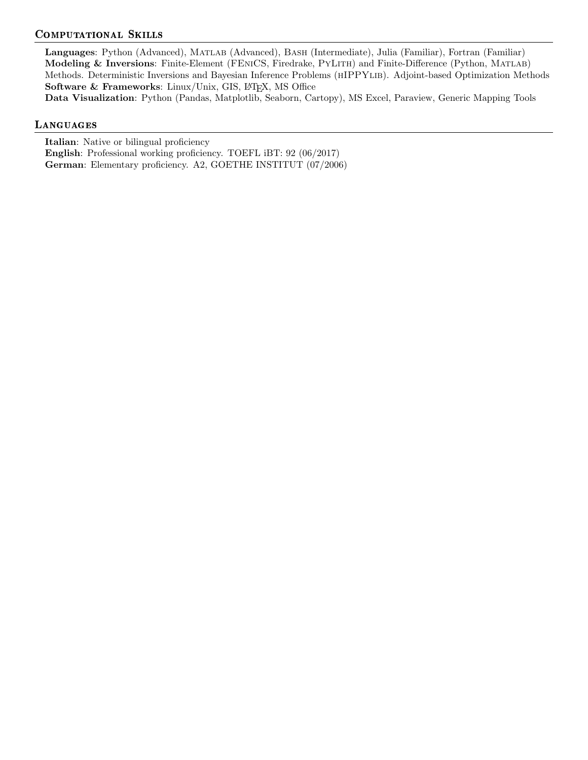## Computational Skills

**Languages**: Python (Advanced), Matlab (Advanced), Bash (Intermediate), Julia (Familiar), Fortran (Familiar)
**Modeling & Inversions**: Finite-Element (FEniCS, Firedrake, PyLith) and Finite-Difference (Python, Matlab) Methods. Deterministic Inversions and Bayesian Inference Problems (hIPPYlib). Adjoint-based Optimization Methods
**Software & Frameworks**: Linux/Unix, GIS, LaTeX, MS Office
**Data Visualization**: Python (Pandas, Matplotlib, Seaborn, Cartopy), MS Excel, Paraview, Generic Mapping Tools

## Languages

**Italian**: Native or bilingual proficiency
**English**: Professional working proficiency. TOEFL iBT: 92 (06/2017)
**German**: Elementary proficiency. A2, GOETHE INSTITUT (07/2006)